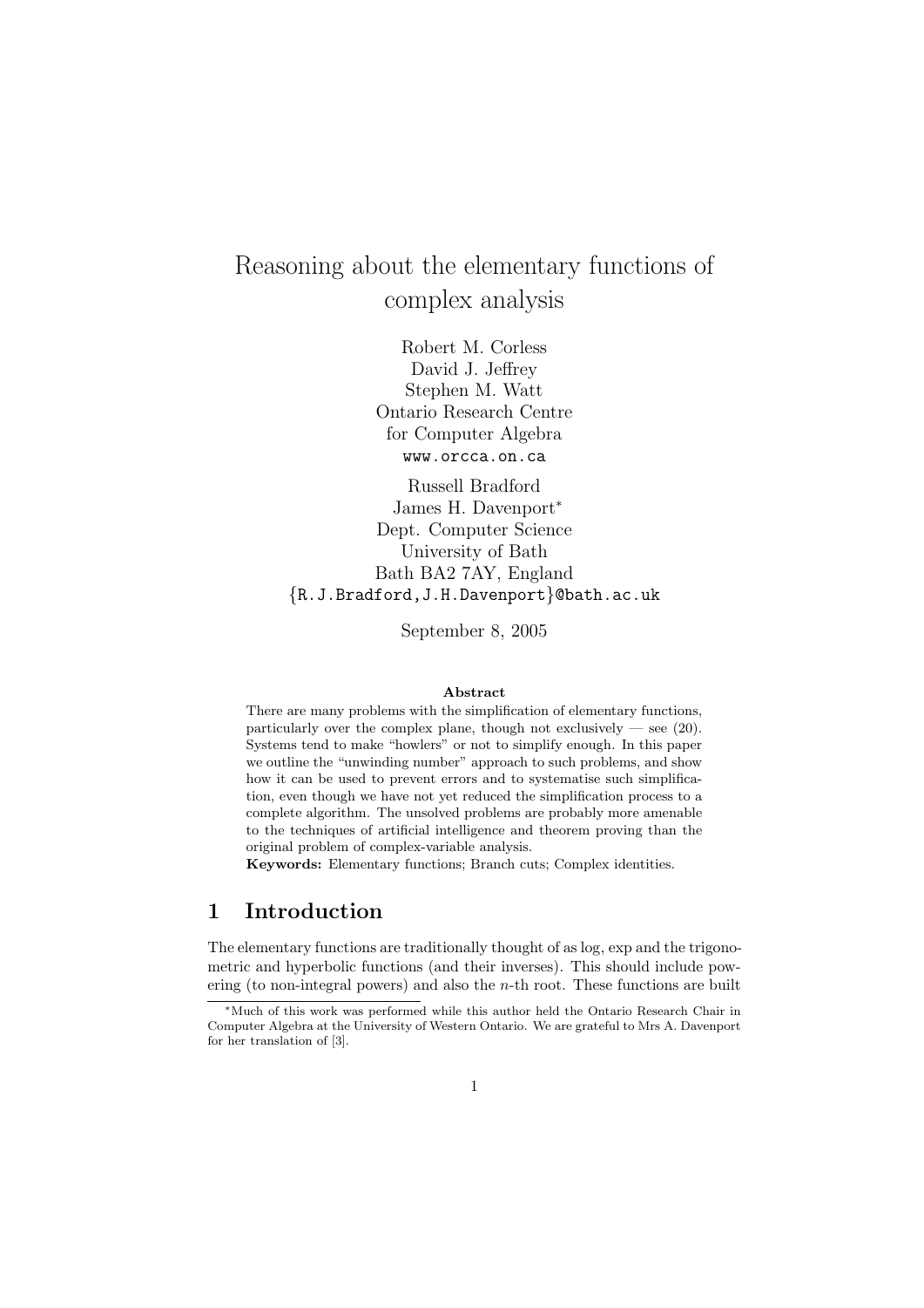# Reasoning about the elementary functions of complex analysis

Robert M. Corless  
David J. Jeffrey  
Stephen M. Watt  
Ontario Research Centre  
for Computer Algebra  
www.orcca.on.ca

Russell Bradford  
James H. Davenport[*]  
Dept. Computer Science  
University of Bath  
Bath BA2 7AY, England  
{R.J.Bradford,J.H.Davenport}@bath.ac.uk

September 8, 2005

**Abstract**

There are many problems with the simplification of elementary functions, particularly over the complex plane, though not exclusively — see (20). Systems tend to make "howlers" or not to simplify enough. In this paper we outline the "unwinding number" approach to such problems, and show how it can be used to prevent errors and to systematise such simplification, even though we have not yet reduced the simplification process to a complete algorithm. The unsolved problems are probably more amenable to the techniques of artificial intelligence and theorem proving than the original problem of complex-variable analysis.

**Keywords:** Elementary functions; Branch cuts; Complex identities.

## 1 Introduction

The elementary functions are traditionally thought of as log, exp and the trigonometric and hyperbolic functions (and their inverses). This should include powering (to non-integral powers) and also the $n$-th root. These functions are built

---

[*] Much of this work was performed while this author held the Ontario Research Chair in Computer Algebra at the University of Western Ontario. We are grateful to Mrs A. Davenport for her translation of [3].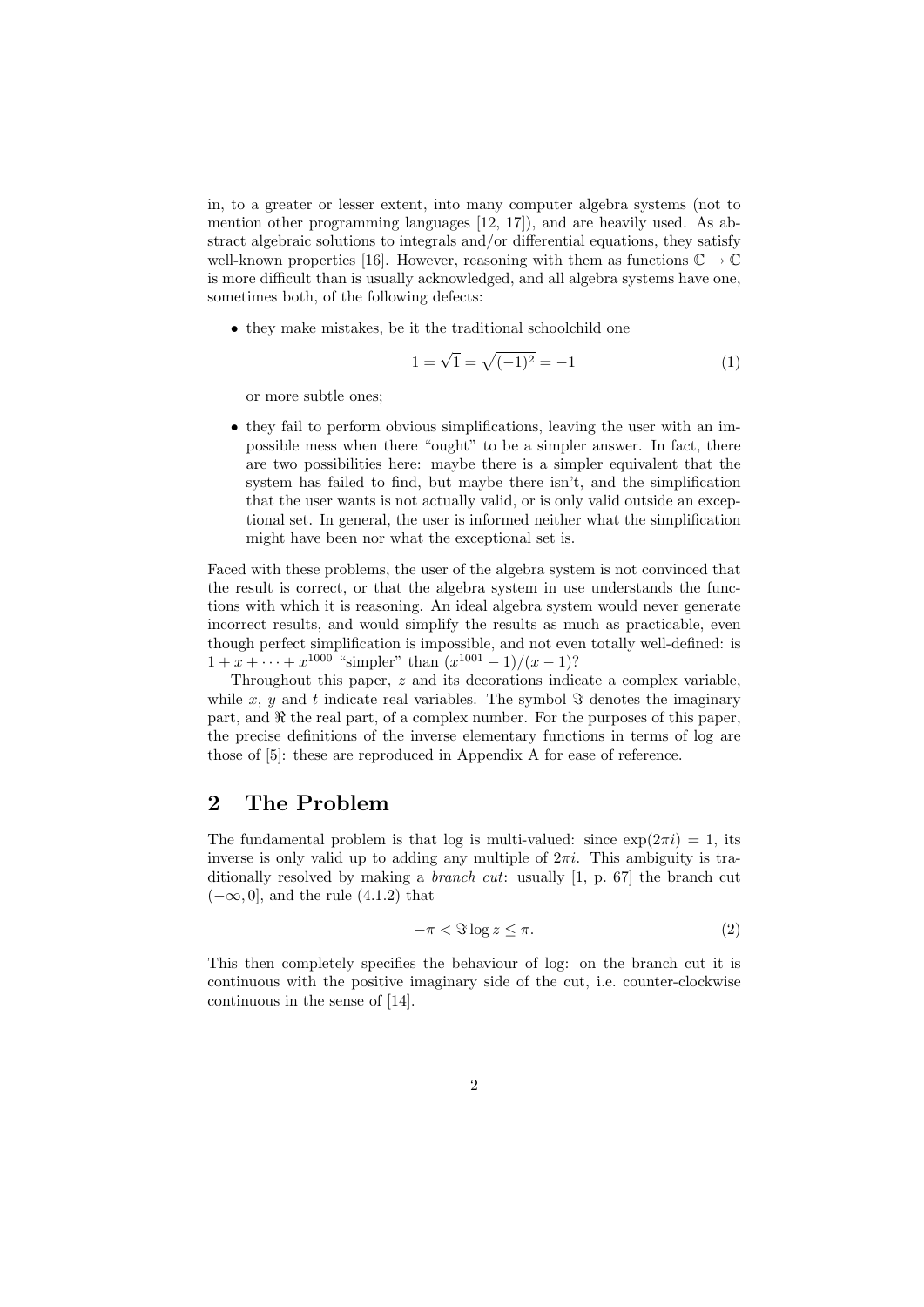in, to a greater or lesser extent, into many computer algebra systems (not to mention other programming languages [12, 17]), and are heavily used. As abstract algebraic solutions to integrals and/or differential equations, they satisfy well-known properties [16]. However, reasoning with them as functions $\mathbb{C} \to \mathbb{C}$ is more difficult than is usually acknowledged, and all algebra systems have one, sometimes both, of the following defects:

- they make mistakes, be it the traditional schoolchild one

$$1 = \sqrt{1} = \sqrt{(-1)^2} = -1 \tag{1}$$

  or more subtle ones;

- they fail to perform obvious simplifications, leaving the user with an impossible mess when there "ought" to be a simpler answer. In fact, there are two possibilities here: maybe there is a simpler equivalent that the system has failed to find, but maybe there isn't, and the simplification that the user wants is not actually valid, or is only valid outside an exceptional set. In general, the user is informed neither what the simplification might have been nor what the exceptional set is.

Faced with these problems, the user of the algebra system is not convinced that the result is correct, or that the algebra system in use understands the functions with which it is reasoning. An ideal algebra system would never generate incorrect results, and would simplify the results as much as practicable, even though perfect simplification is impossible, and not even totally well-defined: is $1 + x + \cdots + x^{1000}$ "simpler" than $(x^{1001} - 1)/(x - 1)$?

Throughout this paper, $z$ and its decorations indicate a complex variable, while $x$, $y$ and $t$ indicate real variables. The symbol $\Im$ denotes the imaginary part, and $\Re$ the real part, of a complex number. For the purposes of this paper, the precise definitions of the inverse elementary functions in terms of log are those of [5]: these are reproduced in Appendix A for ease of reference.

## 2 The Problem

The fundamental problem is that log is multi-valued: since $\exp(2\pi i) = 1$, its inverse is only valid up to adding any multiple of $2\pi i$. This ambiguity is traditionally resolved by making a *branch cut*: usually [1, p. 67] the branch cut $(-\infty, 0]$, and the rule (4.1.2) that

$$-\pi < \Im \log z \leq \pi. \tag{2}$$

This then completely specifies the behaviour of log: on the branch cut it is continuous with the positive imaginary side of the cut, i.e. counter-clockwise continuous in the sense of [14].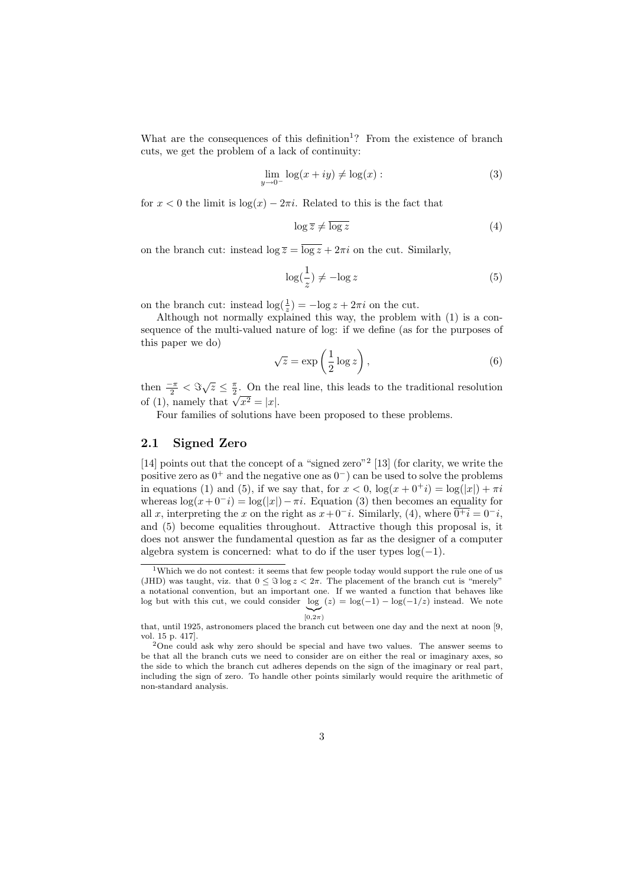What are the consequences of this definition[1]? From the existence of branch cuts, we get the problem of a lack of continuity:

$$\lim_{y \to 0^-} \log(x + iy) \neq \log(x) : \tag{3}$$

for $x < 0$ the limit is $\log(x) - 2\pi i$. Related to this is the fact that

$$\log \overline{z} \neq \overline{\log z} \tag{4}$$

on the branch cut: instead $\log \overline{z} = \overline{\log z} + 2\pi i$ on the cut. Similarly,

$$\log(\frac{1}{z}) \neq -\log z \tag{5}$$

on the branch cut: instead $\log(\frac{1}{z}) = -\log z + 2\pi i$ on the cut.

Although not normally explained this way, the problem with (1) is a consequence of the multi-valued nature of log: if we define (as for the purposes of this paper we do)

$$\sqrt{z} = \exp\left(\frac{1}{2}\log z\right), \tag{6}$$

then $\frac{-\pi}{2} < \Im\sqrt{z} \leq \frac{\pi}{2}$. On the real line, this leads to the traditional resolution of (1), namely that $\sqrt{x^2} = |x|$.

Four families of solutions have been proposed to these problems.

## 2.1 Signed Zero

[14] points out that the concept of a "signed zero"[2] [13] (for clarity, we write the positive zero as $0^+$ and the negative one as $0^-$) can be used to solve the problems in equations (1) and (5), if we say that, for $x < 0$, $\log(x + 0^+ i) = \log(|x|) + \pi i$ whereas $\log(x + 0^- i) = \log(|x|) - \pi i$. Equation (3) then becomes an equality for all $x$, interpreting the $x$ on the right as $x + 0^- i$. Similarly, (4), where $\overline{0^+ i} = 0^- i$, and (5) become equalities throughout. Attractive though this proposal is, it does not answer the fundamental question as far as the designer of a computer algebra system is concerned: what to do if the user types $\log(-1)$.

---

[1] Which we do not contest: it seems that few people today would support the rule one of us (JHD) was taught, viz. that $0 \leq \Im \log z < 2\pi$. The placement of the branch cut is "merely" a notational convention, but an important one. If we wanted a function that behaves like log but with this cut, we could consider $\underbrace{\log}_{[0,2\pi)}(z) = \log(-1) - \log(-1/z)$ instead. We note that, until 1925, astronomers placed the branch cut between one day and the next at noon [9, vol. 15 p. 417].

[2] One could ask why zero should be special and have two values. The answer seems to be that all the branch cuts we need to consider are on either the real or imaginary axes, so the side to which the branch cut adheres depends on the sign of the imaginary or real part, including the sign of zero. To handle other points similarly would require the arithmetic of non-standard analysis.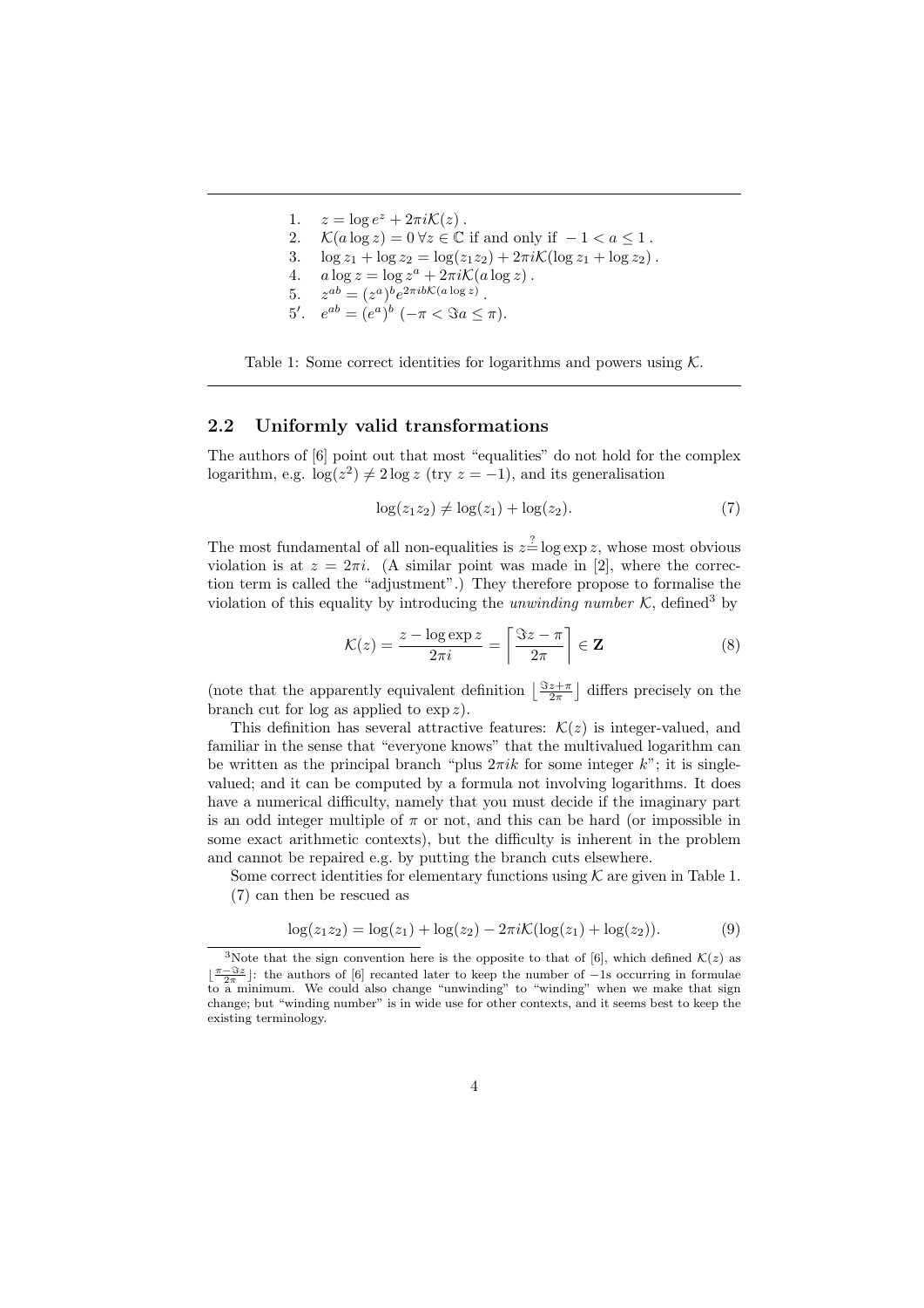1. $z = \log e^z + 2\pi i \mathcal{K}(z)$ .
2. $\mathcal{K}(a \log z) = 0 \, \forall z \in \mathbb{C}$ if and only if $-1 < a \leq 1$ .
3. $\log z_1 + \log z_2 = \log(z_1 z_2) + 2\pi i \mathcal{K}(\log z_1 + \log z_2)$ .
4. $a \log z = \log z^a + 2\pi i \mathcal{K}(a \log z)$ .
5. $z^{ab} = (z^a)^b e^{2\pi i b \mathcal{K}(a \log z)}$ .

5′. $e^{ab} = (e^a)^b$ $(-\pi < \Im a \leq \pi)$.

Table 1: Some correct identities for logarithms and powers using $\mathcal{K}$.

## 2.2 Uniformly valid transformations

The authors of [6] point out that most "equalities" do not hold for the complex logarithm, e.g. $\log(z^2) \neq 2 \log z$ (try $z = -1$), and its generalisation

$$\log(z_1 z_2) \neq \log(z_1) + \log(z_2). \tag{7}$$

The most fundamental of all non-equalities is $z \stackrel{?}{=} \log \exp z$, whose most obvious violation is at $z = 2\pi i$. (A similar point was made in [2], where the correction term is called the "adjustment".) They therefore propose to formalise the violation of this equality by introducing the *unwinding number* $\mathcal{K}$, defined[3] by

$$\mathcal{K}(z) = \frac{z - \log \exp z}{2\pi i} = \left\lceil \frac{\Im z - \pi}{2\pi} \right\rceil \in \mathbf{Z} \tag{8}$$

(note that the apparently equivalent definition $\left\lfloor \frac{\Im z + \pi}{2\pi} \right\rfloor$ differs precisely on the branch cut for log as applied to $\exp z$).

This definition has several attractive features: $\mathcal{K}(z)$ is integer-valued, and familiar in the sense that "everyone knows" that the multivalued logarithm can be written as the principal branch "plus $2\pi i k$ for some integer $k$"; it is single-valued; and it can be computed by a formula not involving logarithms. It does have a numerical difficulty, namely that you must decide if the imaginary part is an odd integer multiple of $\pi$ or not, and this can be hard (or impossible in some exact arithmetic contexts), but the difficulty is inherent in the problem and cannot be repaired e.g. by putting the branch cuts elsewhere.

Some correct identities for elementary functions using $\mathcal{K}$ are given in Table 1. (7) can then be rescued as

$$\log(z_1 z_2) = \log(z_1) + \log(z_2) - 2\pi i \mathcal{K}(\log(z_1) + \log(z_2)). \tag{9}$$

[3] Note that the sign convention here is the opposite to that of [6], which defined $\mathcal{K}(z)$ as $\left\lfloor \frac{\pi - \Im z}{2\pi} \right\rfloor$: the authors of [6] recanted later to keep the number of $-1$s occurring in formulae to a minimum. We could also change "unwinding" to "winding" when we make that sign change; but "winding number" is in wide use for other contexts, and it seems best to keep the existing terminology.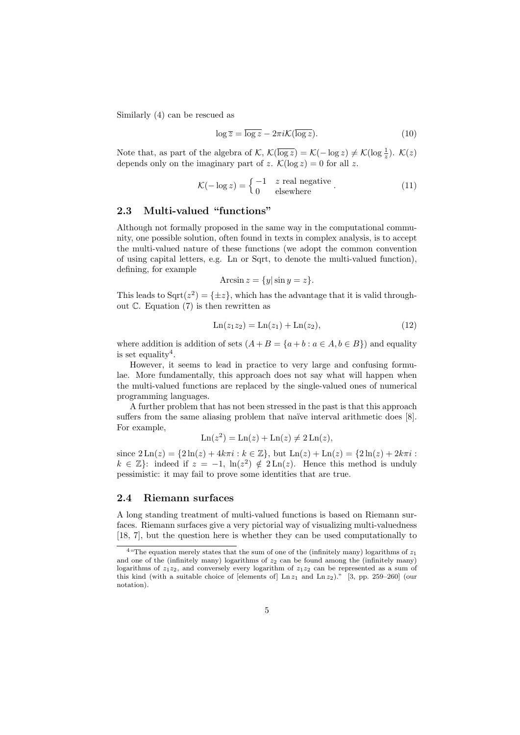Similarly (4) can be rescued as

$$\log \overline{z} = \overline{\log z} - 2\pi i \mathcal{K}(\overline{\log z}). \tag{10}$$

Note that, as part of the algebra of $\mathcal{K}$, $\mathcal{K}(\overline{\log z}) = \mathcal{K}(-\log z) \neq \mathcal{K}(\log \frac{1}{z})$. $\mathcal{K}(z)$ depends only on the imaginary part of $z$. $\mathcal{K}(\log z) = 0$ for all $z$.

$$\mathcal{K}(-\log z) = \begin{cases} -1 & z \text{ real negative} \\ 0 & \text{elsewhere} \end{cases}. \tag{11}$$

### 2.3 Multi-valued "functions"

Although not formally proposed in the same way in the computational community, one possible solution, often found in texts in complex analysis, is to accept the multi-valued nature of these functions (we adopt the common convention of using capital letters, e.g. Ln or Sqrt, to denote the multi-valued function), defining, for example

$$\operatorname{Arcsin} z = \{y \mid \sin y = z\}.$$

This leads to $\operatorname{Sqrt}(z^2) = \{\pm z\}$, which has the advantage that it is valid throughout $\mathbb{C}$. Equation (7) is then rewritten as

$$\operatorname{Ln}(z_1 z_2) = \operatorname{Ln}(z_1) + \operatorname{Ln}(z_2), \tag{12}$$

where addition is addition of sets ($A + B = \{a + b : a \in A, b \in B\}$) and equality is set equality[4].

However, it seems to lead in practice to very large and confusing formulae. More fundamentally, this approach does not say what will happen when the multi-valued functions are replaced by the single-valued ones of numerical programming languages.

A further problem that has not been stressed in the past is that this approach suffers from the same aliasing problem that naïve interval arithmetic does [8]. For example,

$$\operatorname{Ln}(z^2) = \operatorname{Ln}(z) + \operatorname{Ln}(z) \neq 2\operatorname{Ln}(z),$$

since $2\operatorname{Ln}(z) = \{2\ln(z) + 4k\pi i : k \in \mathbb{Z}\}$, but $\operatorname{Ln}(z) + \operatorname{Ln}(z) = \{2\ln(z) + 2k\pi i : k \in \mathbb{Z}\}$: indeed if $z = -1$, $\ln(z^2) \notin 2\operatorname{Ln}(z)$. Hence this method is unduly pessimistic: it may fail to prove some identities that are true.

### 2.4 Riemann surfaces

A long standing treatment of multi-valued functions is based on Riemann surfaces. Riemann surfaces give a very pictorial way of visualizing multi-valuedness [18, 7], but the question here is whether they can be used computationally to

---

[4] "The equation merely states that the sum of one of the (infinitely many) logarithms of $z_1$ and one of the (infinitely many) logarithms of $z_2$ can be found among the (infinitely many) logarithms of $z_1 z_2$, and conversely every logarithm of $z_1 z_2$ can be represented as a sum of this kind (with a suitable choice of [elements of] $\operatorname{Ln} z_1$ and $\operatorname{Ln} z_2$)." [3, pp. 259–260] (our notation).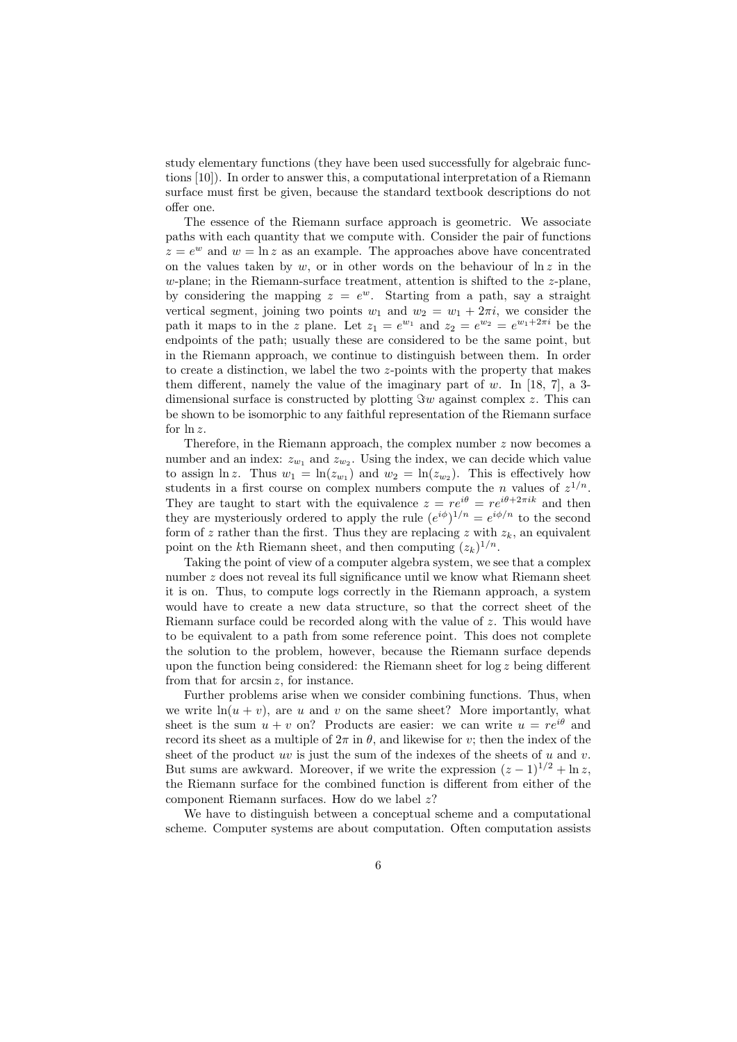study elementary functions (they have been used successfully for algebraic functions [10]). In order to answer this, a computational interpretation of a Riemann surface must first be given, because the standard textbook descriptions do not offer one.

The essence of the Riemann surface approach is geometric. We associate paths with each quantity that we compute with. Consider the pair of functions $z = e^w$ and $w = \ln z$ as an example. The approaches above have concentrated on the values taken by $w$, or in other words on the behaviour of $\ln z$ in the $w$-plane; in the Riemann-surface treatment, attention is shifted to the $z$-plane, by considering the mapping $z = e^w$. Starting from a path, say a straight vertical segment, joining two points $w_1$ and $w_2 = w_1 + 2\pi i$, we consider the path it maps to in the $z$ plane. Let $z_1 = e^{w_1}$ and $z_2 = e^{w_2} = e^{w_1+2\pi i}$ be the endpoints of the path; usually these are considered to be the same point, but in the Riemann approach, we continue to distinguish between them. In order to create a distinction, we label the two $z$-points with the property that makes them different, namely the value of the imaginary part of $w$. In [18, 7], a 3-dimensional surface is constructed by plotting $\Im w$ against complex $z$. This can be shown to be isomorphic to any faithful representation of the Riemann surface for $\ln z$.

Therefore, in the Riemann approach, the complex number $z$ now becomes a number and an index: $z_{w_1}$ and $z_{w_2}$. Using the index, we can decide which value to assign $\ln z$. Thus $w_1 = \ln(z_{w_1})$ and $w_2 = \ln(z_{w_2})$. This is effectively how students in a first course on complex numbers compute the $n$ values of $z^{1/n}$. They are taught to start with the equivalence $z = re^{i\theta} = re^{i\theta+2\pi ik}$ and then they are mysteriously ordered to apply the rule $(e^{i\phi})^{1/n} = e^{i\phi/n}$ to the second form of $z$ rather than the first. Thus they are replacing $z$ with $z_k$, an equivalent point on the $k$th Riemann sheet, and then computing $(z_k)^{1/n}$.

Taking the point of view of a computer algebra system, we see that a complex number $z$ does not reveal its full significance until we know what Riemann sheet it is on. Thus, to compute logs correctly in the Riemann approach, a system would have to create a new data structure, so that the correct sheet of the Riemann surface could be recorded along with the value of $z$. This would have to be equivalent to a path from some reference point. This does not complete the solution to the problem, however, because the Riemann surface depends upon the function being considered: the Riemann sheet for $\log z$ being different from that for $\arcsin z$, for instance.

Further problems arise when we consider combining functions. Thus, when we write $\ln(u + v)$, are $u$ and $v$ on the same sheet? More importantly, what sheet is the sum $u + v$ on? Products are easier: we can write $u = re^{i\theta}$ and record its sheet as a multiple of $2\pi$ in $\theta$, and likewise for $v$; then the index of the sheet of the product $uv$ is just the sum of the indexes of the sheets of $u$ and $v$. But sums are awkward. Moreover, if we write the expression $(z - 1)^{1/2} + \ln z$, the Riemann surface for the combined function is different from either of the component Riemann surfaces. How do we label $z$?

We have to distinguish between a conceptual scheme and a computational scheme. Computer systems are about computation. Often computation assists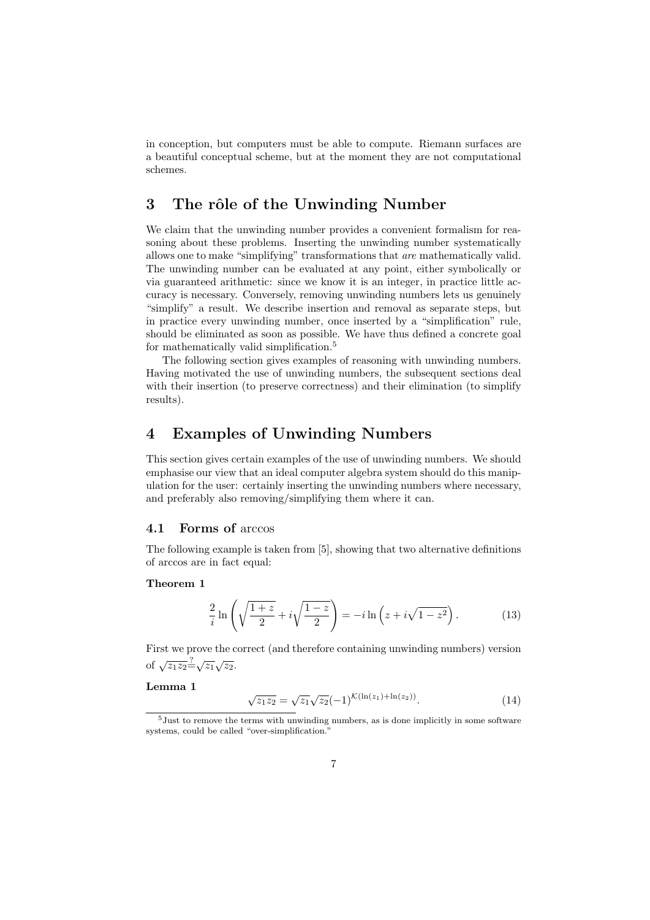in conception, but computers must be able to compute. Riemann surfaces are a beautiful conceptual scheme, but at the moment they are not computational schemes.

## 3 The rôle of the Unwinding Number

We claim that the unwinding number provides a convenient formalism for reasoning about these problems. Inserting the unwinding number systematically allows one to make "simplifying" transformations that *are* mathematically valid. The unwinding number can be evaluated at any point, either symbolically or via guaranteed arithmetic: since we know it is an integer, in practice little accuracy is necessary. Conversely, removing unwinding numbers lets us genuinely "simplify" a result. We describe insertion and removal as separate steps, but in practice every unwinding number, once inserted by a "simplification" rule, should be eliminated as soon as possible. We have thus defined a concrete goal for mathematically valid simplification.[5]

The following section gives examples of reasoning with unwinding numbers. Having motivated the use of unwinding numbers, the subsequent sections deal with their insertion (to preserve correctness) and their elimination (to simplify results).

## 4 Examples of Unwinding Numbers

This section gives certain examples of the use of unwinding numbers. We should emphasise our view that an ideal computer algebra system should do this manipulation for the user: certainly inserting the unwinding numbers where necessary, and preferably also removing/simplifying them where it can.

### 4.1 Forms of arccos

The following example is taken from [5], showing that two alternative definitions of arccos are in fact equal:

**Theorem 1**

$$\frac{2}{i}\ln\left(\sqrt{\frac{1+z}{2}}+i\sqrt{\frac{1-z}{2}}\right) = -i\ln\left(z+i\sqrt{1-z^2}\right). \tag{13}$$

First we prove the correct (and therefore containing unwinding numbers) version of $\sqrt{z_1 z_2} \stackrel{?}{=} \sqrt{z_1}\sqrt{z_2}$.

**Lemma 1**

$$\sqrt{z_1 z_2} = \sqrt{z_1}\sqrt{z_2}(-1)^{\mathcal{K}(\ln(z_1)+\ln(z_2))}. \tag{14}$$

[5] Just to remove the terms with unwinding numbers, as is done implicitly in some software systems, could be called "over-simplification."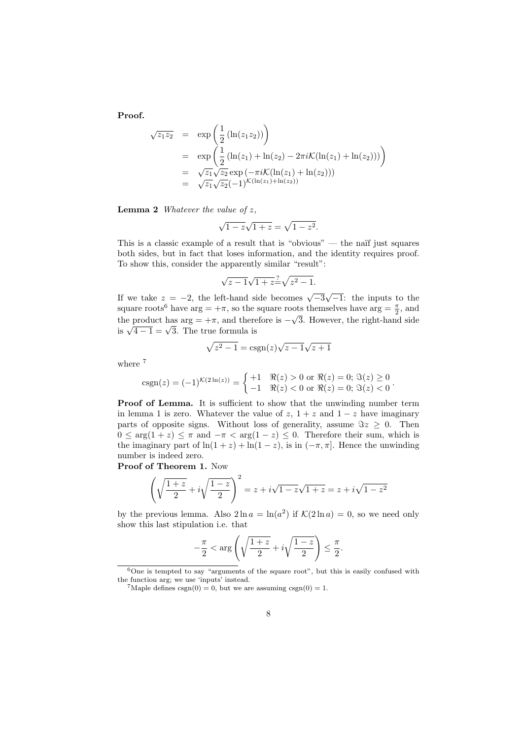**Proof.**

$$
\begin{aligned}
\sqrt{z_1 z_2} &= \exp\left(\frac{1}{2}\left(\ln(z_1 z_2)\right)\right) \\
&= \exp\left(\frac{1}{2}\left(\ln(z_1) + \ln(z_2) - 2\pi i \mathcal{K}(\ln(z_1) + \ln(z_2))\right)\right) \\
&= \sqrt{z_1}\sqrt{z_2}\exp\left(-\pi i \mathcal{K}(\ln(z_1) + \ln(z_2))\right) \\
&= \sqrt{z_1}\sqrt{z_2}(-1)^{\mathcal{K}(\ln(z_1)+\ln(z_2))}
\end{aligned}
$$

**Lemma 2** *Whatever the value of $z$,*

$$
\sqrt{1-z}\sqrt{1+z} = \sqrt{1-z^2}.
$$

This is a classic example of a result that is "obvious" — the naïf just squares both sides, but in fact that loses information, and the identity requires proof. To show this, consider the apparently similar "result":

$$
\sqrt{z-1}\sqrt{1+z} \stackrel{?}{=} \sqrt{z^2-1}.
$$

If we take $z = -2$, the left-hand side becomes $\sqrt{-3}\sqrt{-1}$: the inputs to the square roots[6] have $\arg = +\pi$, so the square roots themselves have $\arg = \frac{\pi}{2}$, and the product has $\arg = +\pi$, and therefore is $-\sqrt{3}$. However, the right-hand side is $\sqrt{4-1} = \sqrt{3}$. The true formula is

$$
\sqrt{z^2-1} = \operatorname{csgn}(z)\sqrt{z-1}\sqrt{z+1}
$$

where [7]

$$
\operatorname{csgn}(z) = (-1)^{\mathcal{K}(2\ln(z))} = \begin{cases} +1 & \Re(z) > 0 \text{ or } \Re(z) = 0;\ \Im(z) \geq 0 \\ -1 & \Re(z) < 0 \text{ or } \Re(z) = 0;\ \Im(z) < 0 \end{cases}.
$$

**Proof of Lemma.** It is sufficient to show that the unwinding number term in lemma 1 is zero. Whatever the value of $z$, $1+z$ and $1-z$ have imaginary parts of opposite signs. Without loss of generality, assume $\Im z \geq 0$. Then $0 \leq \arg(1+z) \leq \pi$ and $-\pi < \arg(1-z) \leq 0$. Therefore their sum, which is the imaginary part of $\ln(1+z) + \ln(1-z)$, is in $(-\pi, \pi]$. Hence the unwinding number is indeed zero.

**Proof of Theorem 1.** Now

$$
\left(\sqrt{\frac{1+z}{2}} + i\sqrt{\frac{1-z}{2}}\right)^2 = z + i\sqrt{1-z}\sqrt{1+z} = z + i\sqrt{1-z^2}
$$

by the previous lemma. Also $2\ln a = \ln(a^2)$ if $\mathcal{K}(2\ln a) = 0$, so we need only show this last stipulation i.e. that

$$
-\frac{\pi}{2} < \arg\left(\sqrt{\frac{1+z}{2}} + i\sqrt{\frac{1-z}{2}}\right) \leq \frac{\pi}{2}.
$$

---

[6] One is tempted to say "arguments of the square root", but this is easily confused with the function arg; we use 'inputs' instead.

[7] Maple defines $\operatorname{csgn}(0) = 0$, but we are assuming $\operatorname{csgn}(0) = 1$.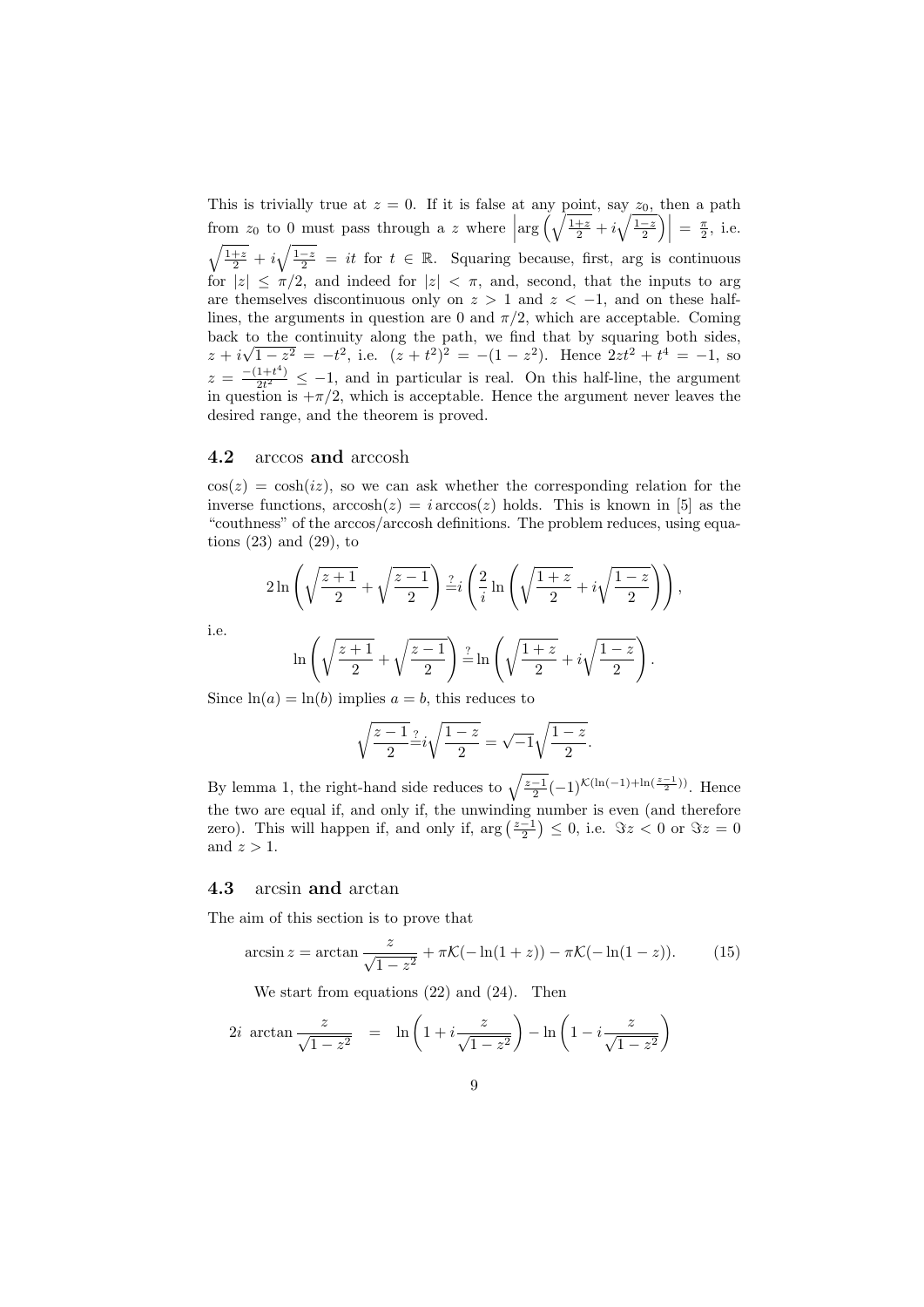This is trivially true at $z = 0$. If it is false at any point, say $z_0$, then a path from $z_0$ to 0 must pass through a $z$ where $\left|\arg\left(\sqrt{\frac{1+z}{2}} + i\sqrt{\frac{1-z}{2}}\right)\right| = \frac{\pi}{2}$, i.e. $\sqrt{\frac{1+z}{2}} + i\sqrt{\frac{1-z}{2}} = it$ for $t \in \mathbb{R}$. Squaring because, first, arg is continuous for $|z| \leq \pi/2$, and indeed for $|z| < \pi$, and, second, that the inputs to arg are themselves discontinuous only on $z > 1$ and $z < -1$, and on these half-lines, the arguments in question are 0 and $\pi/2$, which are acceptable. Coming back to the continuity along the path, we find that by squaring both sides, $z + i\sqrt{1-z^2} = -t^2$, i.e. $(z+t^2)^2 = -(1-z^2)$. Hence $2zt^2 + t^4 = -1$, so $z = \frac{-(1+t^4)}{2t^2} \leq -1$, and in particular is real. On this half-line, the argument in question is $+\pi/2$, which is acceptable. Hence the argument never leaves the desired range, and the theorem is proved.

## 4.2 arccos and arccosh

$\cos(z) = \cosh(iz)$, so we can ask whether the corresponding relation for the inverse functions, $\operatorname{arccosh}(z) = i \arccos(z)$ holds. This is known in [5] as the "couthness" of the arccos/arccosh definitions. The problem reduces, using equations (23) and (29), to

$$2\ln\left(\sqrt{\frac{z+1}{2}} + \sqrt{\frac{z-1}{2}}\right) \stackrel{?}{=} i\left(\frac{2}{i}\ln\left(\sqrt{\frac{1+z}{2}} + i\sqrt{\frac{1-z}{2}}\right)\right),$$

i.e.

$$\ln\left(\sqrt{\frac{z+1}{2}} + \sqrt{\frac{z-1}{2}}\right) \stackrel{?}{=} \ln\left(\sqrt{\frac{1+z}{2}} + i\sqrt{\frac{1-z}{2}}\right).$$

Since $\ln(a) = \ln(b)$ implies $a = b$, this reduces to

$$\sqrt{\frac{z-1}{2}} \stackrel{?}{=} i\sqrt{\frac{1-z}{2}} = \sqrt{-1}\sqrt{\frac{1-z}{2}}.$$

By lemma 1, the right-hand side reduces to $\sqrt{\frac{z-1}{2}}(-1)^{\mathcal{K}(\ln(-1)+\ln(\frac{z-1}{2}))}$. Hence the two are equal if, and only if, the unwinding number is even (and therefore zero). This will happen if, and only if, $\arg\left(\frac{z-1}{2}\right) \leq 0$, i.e. $\Im z < 0$ or $\Im z = 0$ and $z > 1$.

## 4.3 arcsin and arctan

The aim of this section is to prove that

$$\arcsin z = \arctan\frac{z}{\sqrt{1-z^2}} + \pi\mathcal{K}(-\ln(1+z)) - \pi\mathcal{K}(-\ln(1-z)). \tag{15}$$

We start from equations (22) and (24). Then

$$2i\ \arctan\frac{z}{\sqrt{1-z^2}} = \ln\left(1 + i\frac{z}{\sqrt{1-z^2}}\right) - \ln\left(1 - i\frac{z}{\sqrt{1-z^2}}\right)$$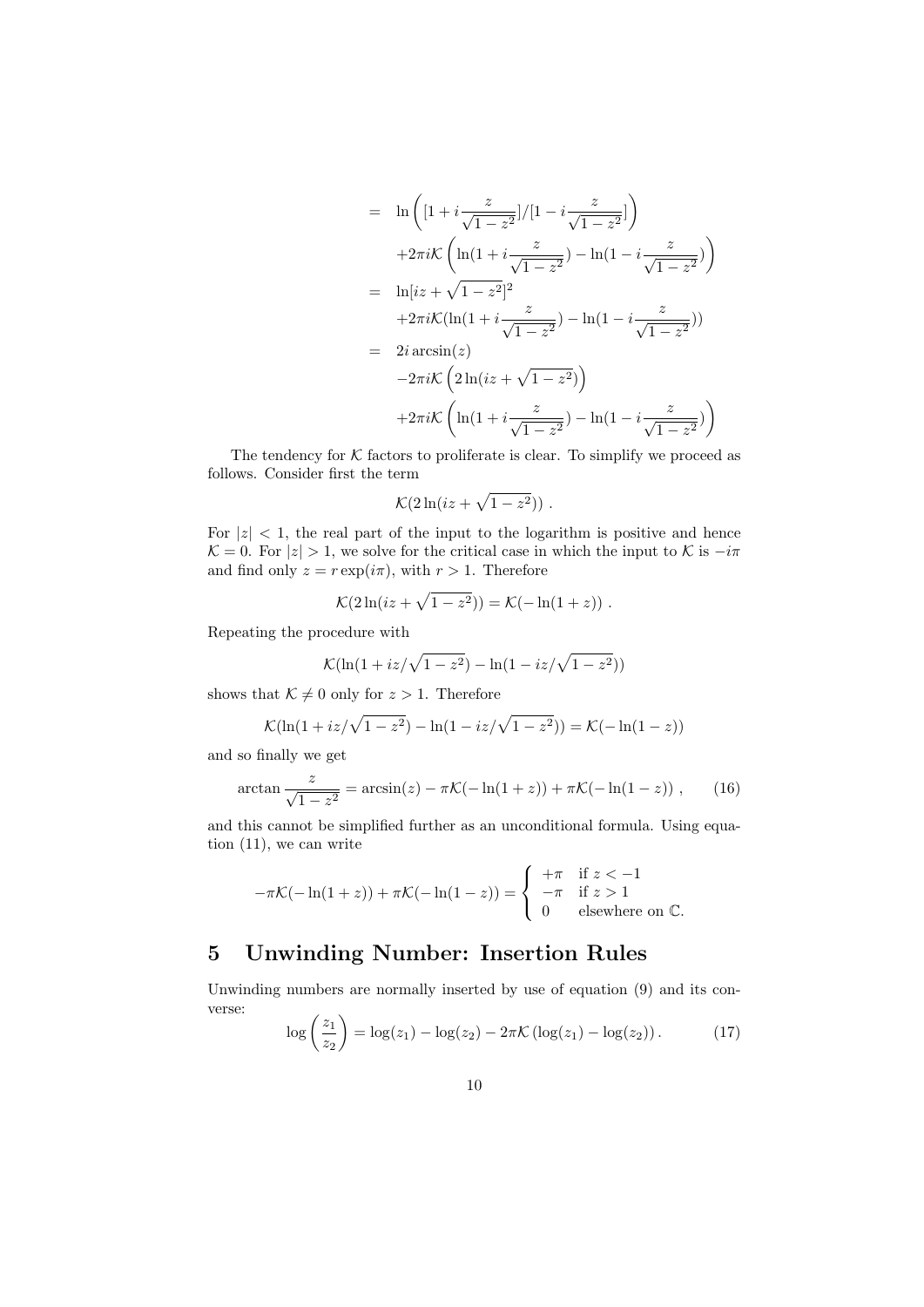$$
\begin{aligned}
&= \ln\left([1 + i\frac{z}{\sqrt{1-z^2}}]/[1 - i\frac{z}{\sqrt{1-z^2}}]\right) \\
&\quad + 2\pi i\mathcal{K}\left(\ln(1 + i\frac{z}{\sqrt{1-z^2}}) - \ln(1 - i\frac{z}{\sqrt{1-z^2}})\right) \\
&= \ln[iz + \sqrt{1-z^2}]^2 \\
&\quad + 2\pi i\mathcal{K}(\ln(1 + i\frac{z}{\sqrt{1-z^2}}) - \ln(1 - i\frac{z}{\sqrt{1-z^2}})) \\
&= 2i\arcsin(z) \\
&\quad - 2\pi i\mathcal{K}\left(2\ln(iz + \sqrt{1-z^2})\right) \\
&\quad + 2\pi i\mathcal{K}\left(\ln(1 + i\frac{z}{\sqrt{1-z^2}}) - \ln(1 - i\frac{z}{\sqrt{1-z^2}})\right)
\end{aligned}
$$

The tendency for $\mathcal{K}$ factors to proliferate is clear. To simplify we proceed as follows. Consider first the term

$$\mathcal{K}(2\ln(iz + \sqrt{1-z^2}))\ .$$

For $|z| < 1$, the real part of the input to the logarithm is positive and hence $\mathcal{K} = 0$. For $|z| > 1$, we solve for the critical case in which the input to $\mathcal{K}$ is $-i\pi$ and find only $z = r\exp(i\pi)$, with $r > 1$. Therefore

$$\mathcal{K}(2\ln(iz + \sqrt{1-z^2})) = \mathcal{K}(-\ln(1+z))\ .$$

Repeating the procedure with

$$\mathcal{K}(\ln(1 + iz/\sqrt{1-z^2}) - \ln(1 - iz/\sqrt{1-z^2}))$$

shows that $\mathcal{K} \neq 0$ only for $z > 1$. Therefore

$$\mathcal{K}(\ln(1 + iz/\sqrt{1-z^2}) - \ln(1 - iz/\sqrt{1-z^2})) = \mathcal{K}(-\ln(1-z))$$

and so finally we get

$$\arctan\frac{z}{\sqrt{1-z^2}} = \arcsin(z) - \pi\mathcal{K}(-\ln(1+z)) + \pi\mathcal{K}(-\ln(1-z))\ , \qquad (16)$$

and this cannot be simplified further as an unconditional formula. Using equation (11), we can write

$$-\pi\mathcal{K}(-\ln(1+z)) + \pi\mathcal{K}(-\ln(1-z)) = \begin{cases} +\pi & \text{if } z < -1 \\ -\pi & \text{if } z > 1 \\ 0 & \text{elsewhere on } \mathbb{C}. \end{cases}$$

## 5 Unwinding Number: Insertion Rules

Unwinding numbers are normally inserted by use of equation (9) and its converse:

$$\log\left(\frac{z_1}{z_2}\right) = \log(z_1) - \log(z_2) - 2\pi\mathcal{K}\left(\log(z_1) - \log(z_2)\right). \qquad (17)$$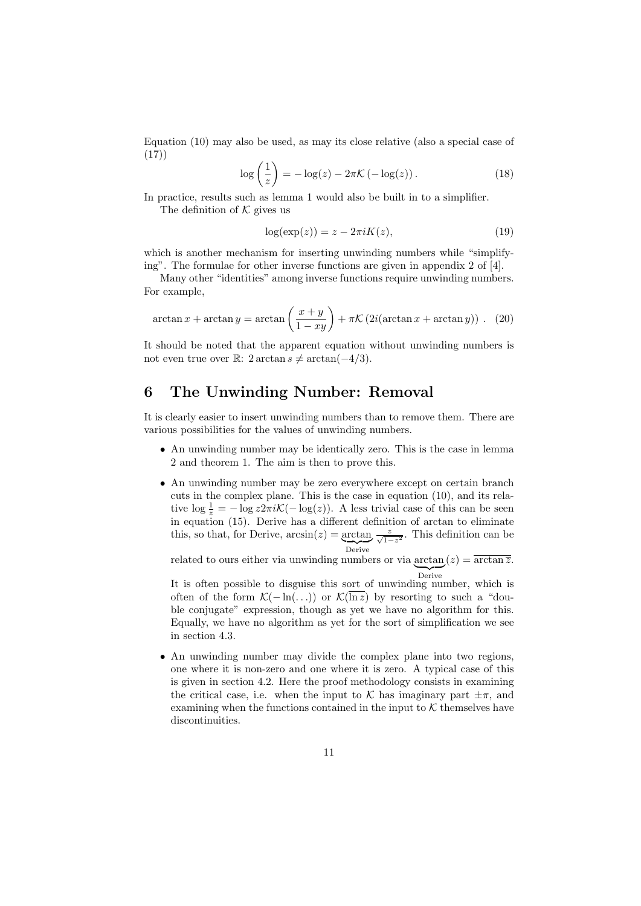Equation (10) may also be used, as may its close relative (also a special case of (17))

$$\log\left(\frac{1}{z}\right) = -\log(z) - 2\pi\mathcal{K}\left(-\log(z)\right). \tag{18}$$

In practice, results such as lemma 1 would also be built in to a simplifier.

The definition of $\mathcal{K}$ gives us

$$\log(\exp(z)) = z - 2\pi i K(z), \tag{19}$$

which is another mechanism for inserting unwinding numbers while "simplifying". The formulae for other inverse functions are given in appendix 2 of [4].

Many other "identities" among inverse functions require unwinding numbers. For example,

$$\arctan x + \arctan y = \arctan\left(\frac{x+y}{1-xy}\right) + \pi\mathcal{K}\left(2i(\arctan x + \arctan y)\right). \tag{20}$$

It should be noted that the apparent equation without unwinding numbers is not even true over $\mathbb{R}$: $2\arctan s \neq \arctan(-4/3)$.

## 6 The Unwinding Number: Removal

It is clearly easier to insert unwinding numbers than to remove them. There are various possibilities for the values of unwinding numbers.

- An unwinding number may be identically zero. This is the case in lemma 2 and theorem 1. The aim is then to prove this.
- An unwinding number may be zero everywhere except on certain branch cuts in the complex plane. This is the case in equation (10), and its relative $\log\frac{1}{z} = -\log z 2\pi i\mathcal{K}(-\log(z))$. A less trivial case of this can be seen in equation (15). Derive has a different definition of arctan to eliminate this, so that, for Derive, $\arcsin(z) = \underbrace{\arctan}_{\text{Derive}} \frac{z}{\sqrt{1-z^2}}$. This definition can be related to ours either via unwinding numbers or via $\underbrace{\arctan}_{\text{Derive}}(z) = \overline{\arctan\overline{z}}$.

  It is often possible to disguise this sort of unwinding number, which is often of the form $\mathcal{K}(-\ln(\ldots))$ or $\mathcal{K}(\overline{\ln z})$ by resorting to such a "double conjugate" expression, though as yet we have no algorithm for this. Equally, we have no algorithm as yet for the sort of simplification we see in section 4.3.
- An unwinding number may divide the complex plane into two regions, one where it is non-zero and one where it is zero. A typical case of this is given in section 4.2. Here the proof methodology consists in examining the critical case, i.e. when the input to $\mathcal{K}$ has imaginary part $\pm\pi$, and examining when the functions contained in the input to $\mathcal{K}$ themselves have discontinuities.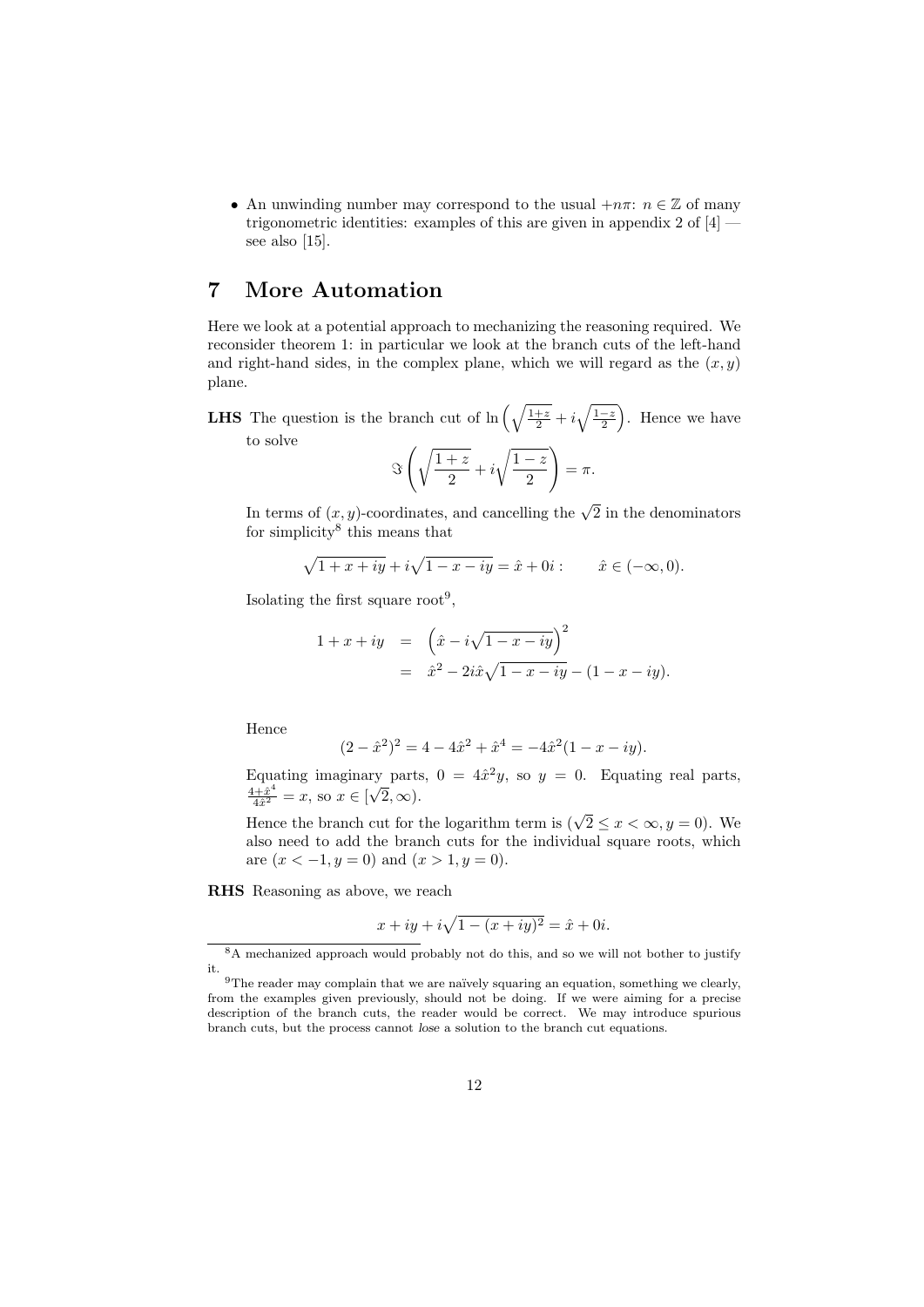- An unwinding number may correspond to the usual $+n\pi$: $n \in \mathbb{Z}$ of many trigonometric identities: examples of this are given in appendix 2 of [4] — see also [15].

## 7 More Automation

Here we look at a potential approach to mechanizing the reasoning required. We reconsider theorem 1: in particular we look at the branch cuts of the left-hand and right-hand sides, in the complex plane, which we will regard as the $(x, y)$ plane.

**LHS** The question is the branch cut of $\ln\left(\sqrt{\frac{1+z}{2}} + i\sqrt{\frac{1-z}{2}}\right)$. Hence we have to solve

$$\Im\left(\sqrt{\frac{1+z}{2}} + i\sqrt{\frac{1-z}{2}}\right) = \pi.$$

In terms of $(x, y)$-coordinates, and cancelling the $\sqrt{2}$ in the denominators for simplicity[8] this means that

$$\sqrt{1 + x + iy} + i\sqrt{1 - x - iy} = \hat{x} + 0i : \qquad \hat{x} \in (-\infty, 0).$$

Isolating the first square root[9],

$$\begin{aligned} 1 + x + iy &= \left(\hat{x} - i\sqrt{1 - x - iy}\right)^2 \\ &= \hat{x}^2 - 2i\hat{x}\sqrt{1 - x - iy} - (1 - x - iy). \end{aligned}$$

Hence

$$(2 - \hat{x}^2)^2 = 4 - 4\hat{x}^2 + \hat{x}^4 = -4\hat{x}^2(1 - x - iy).$$

Equating imaginary parts, $0 = 4\hat{x}^2 y$, so $y = 0$. Equating real parts, $\frac{4+\hat{x}^4}{4\hat{x}^2} = x$, so $x \in [\sqrt{2}, \infty)$.

Hence the branch cut for the logarithm term is $(\sqrt{2} \leq x < \infty, y = 0)$. We also need to add the branch cuts for the individual square roots, which are $(x < -1, y = 0)$ and $(x > 1, y = 0)$.

**RHS** Reasoning as above, we reach

$$x + iy + i\sqrt{1 - (x + iy)^2} = \hat{x} + 0i.$$

---

[8] A mechanized approach would probably not do this, and so we will not bother to justify it.

[9] The reader may complain that we are naïvely squaring an equation, something we clearly, from the examples given previously, should not be doing. If we were aiming for a precise description of the branch cuts, the reader would be correct. We may introduce spurious branch cuts, but the process cannot *lose* a solution to the branch cut equations.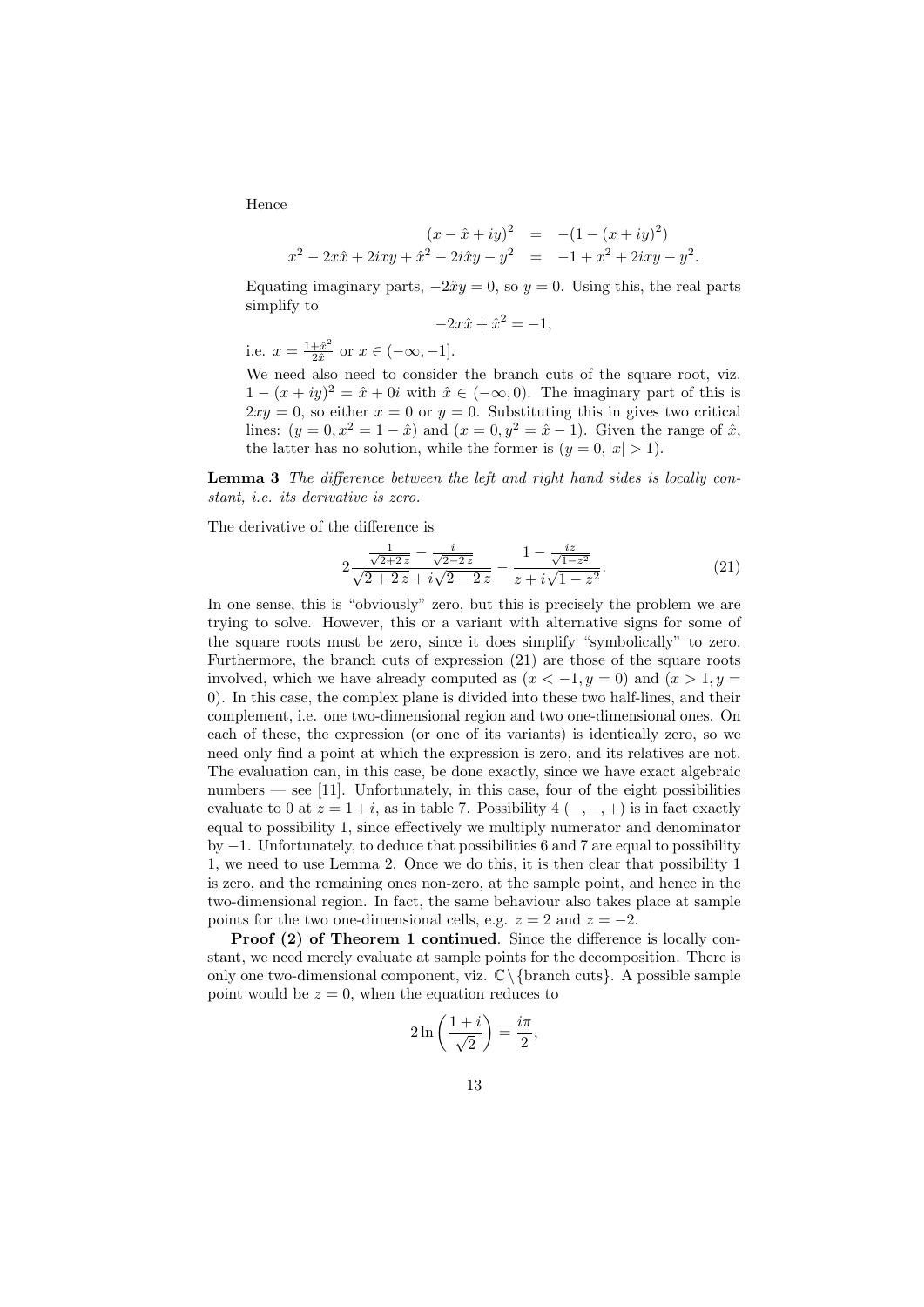Hence

$$\begin{aligned}
(x - \hat{x} + iy)^2 &= -(1 - (x + iy)^2) \\
x^2 - 2x\hat{x} + 2ixy + \hat{x}^2 - 2i\hat{x}y - y^2 &= -1 + x^2 + 2ixy - y^2.
\end{aligned}$$

Equating imaginary parts, $-2\hat{x}y = 0$, so $y = 0$. Using this, the real parts simplify to

$$-2x\hat{x} + \hat{x}^2 = -1,$$

i.e. $x = \frac{1+\hat{x}^2}{2\hat{x}}$ or $x \in (-\infty, -1]$.

We need also need to consider the branch cuts of the square root, viz. $1 - (x + iy)^2 = \hat{x} + 0i$ with $\hat{x} \in (-\infty, 0)$. The imaginary part of this is $2xy = 0$, so either $x = 0$ or $y = 0$. Substituting this in gives two critical lines: $(y = 0, x^2 = 1 - \hat{x})$ and $(x = 0, y^2 = \hat{x} - 1)$. Given the range of $\hat{x}$, the latter has no solution, while the former is $(y = 0, |x| > 1)$.

**Lemma 3** *The difference between the left and right hand sides is locally constant, i.e. its derivative is zero.*

The derivative of the difference is

$$2\frac{\frac{1}{\sqrt{2+2\,z}} - \frac{i}{\sqrt{2-2\,z}}}{\sqrt{2+2\,z} + i\sqrt{2-2\,z}} - \frac{1 - \frac{iz}{\sqrt{1-z^2}}}{z + i\sqrt{1-z^2}}. \tag{21}$$

In one sense, this is "obviously" zero, but this is precisely the problem we are trying to solve. However, this or a variant with alternative signs for some of the square roots must be zero, since it does simplify "symbolically" to zero. Furthermore, the branch cuts of expression (21) are those of the square roots involved, which we have already computed as $(x < -1, y = 0)$ and $(x > 1, y = 0)$. In this case, the complex plane is divided into these two half-lines, and their complement, i.e. one two-dimensional region and two one-dimensional ones. On each of these, the expression (or one of its variants) is identically zero, so we need only find a point at which the expression is zero, and its relatives are not. The evaluation can, in this case, be done exactly, since we have exact algebraic numbers — see [11]. Unfortunately, in this case, four of the eight possibilities evaluate to 0 at $z = 1 + i$, as in table 7. Possibility 4 $(-, -, +)$ is in fact exactly equal to possibility 1, since effectively we multiply numerator and denominator by $-1$. Unfortunately, to deduce that possibilities 6 and 7 are equal to possibility 1, we need to use Lemma 2. Once we do this, it is then clear that possibility 1 is zero, and the remaining ones non-zero, at the sample point, and hence in the two-dimensional region. In fact, the same behaviour also takes place at sample points for the two one-dimensional cells, e.g. $z = 2$ and $z = -2$.

**Proof (2) of Theorem 1 continued**. Since the difference is locally constant, we need merely evaluate at sample points for the decomposition. There is only one two-dimensional component, viz. $\mathbb{C} \setminus \{\text{branch cuts}\}$. A possible sample point would be $z = 0$, when the equation reduces to

$$2 \ln\left(\frac{1+i}{\sqrt{2}}\right) = \frac{i\pi}{2},$$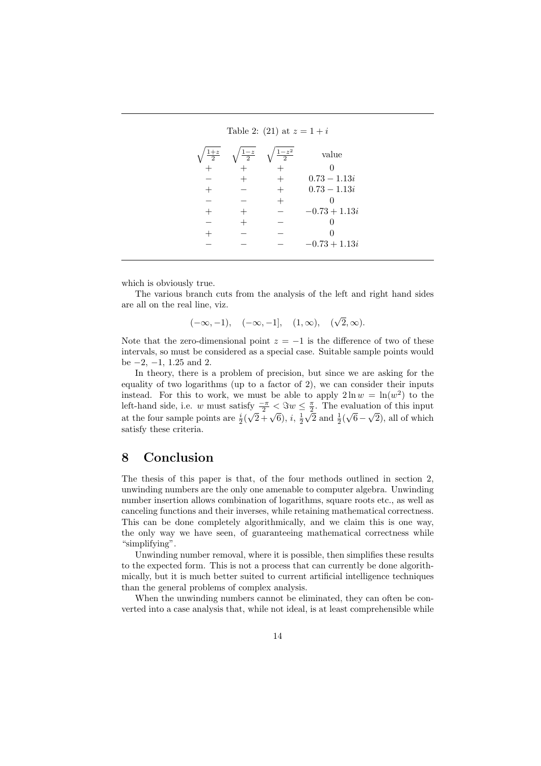Table 2: (21) at $z = 1 + i$

| $\sqrt{\frac{1+z}{2}}$ | $\sqrt{\frac{1-z}{2}}$ | $\sqrt{\frac{1-z^2}{2}}$ | value |
|---|---|---|---|
| $+$ | $+$ | $+$ | $0$ |
| $-$ | $+$ | $+$ | $0.73 - 1.13i$ |
| $+$ | $-$ | $+$ | $0.73 - 1.13i$ |
| $-$ | $-$ | $+$ | $0$ |
| $+$ | $+$ | $-$ | $-0.73 + 1.13i$ |
| $-$ | $+$ | $-$ | $0$ |
| $+$ | $-$ | $-$ | $0$ |
| $-$ | $-$ | $-$ | $-0.73 + 1.13i$ |

which is obviously true.

The various branch cuts from the analysis of the left and right hand sides are all on the real line, viz.

$$(-\infty, -1), \quad (-\infty, -1], \quad (1, \infty), \quad (\sqrt{2}, \infty).$$

Note that the zero-dimensional point $z = -1$ is the difference of two of these intervals, so must be considered as a special case. Suitable sample points would be $-2$, $-1$, $1.25$ and $2$.

In theory, there is a problem of precision, but since we are asking for the equality of two logarithms (up to a factor of 2), we can consider their inputs instead. For this to work, we must be able to apply $2 \ln w = \ln(w^2)$ to the left-hand side, i.e. $w$ must satisfy $\frac{-\pi}{2} < \Im w \leq \frac{\pi}{2}$. The evaluation of this input at the four sample points are $\frac{i}{2}(\sqrt{2} + \sqrt{6})$, $i$, $\frac{1}{2}\sqrt{2}$ and $\frac{1}{2}(\sqrt{6} - \sqrt{2})$, all of which satisfy these criteria.

## 8 Conclusion

The thesis of this paper is that, of the four methods outlined in section 2, unwinding numbers are the only one amenable to computer algebra. Unwinding number insertion allows combination of logarithms, square roots etc., as well as canceling functions and their inverses, while retaining mathematical correctness. This can be done completely algorithmically, and we claim this is one way, the only way we have seen, of guaranteeing mathematical correctness while "simplifying".

Unwinding number removal, where it is possible, then simplifies these results to the expected form. This is not a process that can currently be done algorithmically, but it is much better suited to current artificial intelligence techniques than the general problems of complex analysis.

When the unwinding numbers cannot be eliminated, they can often be converted into a case analysis that, while not ideal, is at least comprehensible while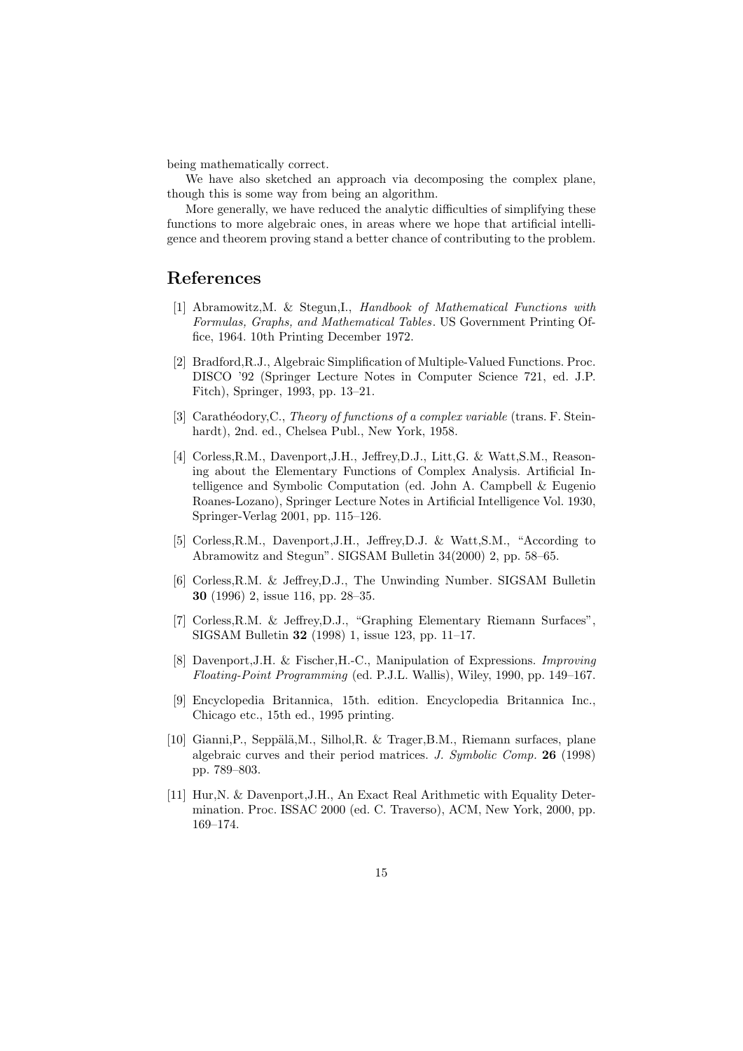being mathematically correct.

We have also sketched an approach via decomposing the complex plane, though this is some way from being an algorithm.

More generally, we have reduced the analytic difficulties of simplifying these functions to more algebraic ones, in areas where we hope that artificial intelligence and theorem proving stand a better chance of contributing to the problem.

## References

[1] Abramowitz,M. & Stegun,I., *Handbook of Mathematical Functions with Formulas, Graphs, and Mathematical Tables*. US Government Printing Office, 1964. 10th Printing December 1972.

[2] Bradford,R.J., Algebraic Simplification of Multiple-Valued Functions. Proc. DISCO '92 (Springer Lecture Notes in Computer Science 721, ed. J.P. Fitch), Springer, 1993, pp. 13–21.

[3] Carathéodory,C., *Theory of functions of a complex variable* (trans. F. Steinhardt), 2nd. ed., Chelsea Publ., New York, 1958.

[4] Corless,R.M., Davenport,J.H., Jeffrey,D.J., Litt,G. & Watt,S.M., Reasoning about the Elementary Functions of Complex Analysis. Artificial Intelligence and Symbolic Computation (ed. John A. Campbell & Eugenio Roanes-Lozano), Springer Lecture Notes in Artificial Intelligence Vol. 1930, Springer-Verlag 2001, pp. 115–126.

[5] Corless,R.M., Davenport,J.H., Jeffrey,D.J. & Watt,S.M., "According to Abramowitz and Stegun". SIGSAM Bulletin 34(2000) 2, pp. 58–65.

[6] Corless,R.M. & Jeffrey,D.J., The Unwinding Number. SIGSAM Bulletin **30** (1996) 2, issue 116, pp. 28–35.

[7] Corless,R.M. & Jeffrey,D.J., "Graphing Elementary Riemann Surfaces", SIGSAM Bulletin **32** (1998) 1, issue 123, pp. 11–17.

[8] Davenport,J.H. & Fischer,H.-C., Manipulation of Expressions. *Improving Floating-Point Programming* (ed. P.J.L. Wallis), Wiley, 1990, pp. 149–167.

[9] Encyclopedia Britannica, 15th. edition. Encyclopedia Britannica Inc., Chicago etc., 15th ed., 1995 printing.

[10] Gianni,P., Seppälä,M., Silhol,R. & Trager,B.M., Riemann surfaces, plane algebraic curves and their period matrices. *J. Symbolic Comp.* **26** (1998) pp. 789–803.

[11] Hur,N. & Davenport,J.H., An Exact Real Arithmetic with Equality Determination. Proc. ISSAC 2000 (ed. C. Traverso), ACM, New York, 2000, pp. 169–174.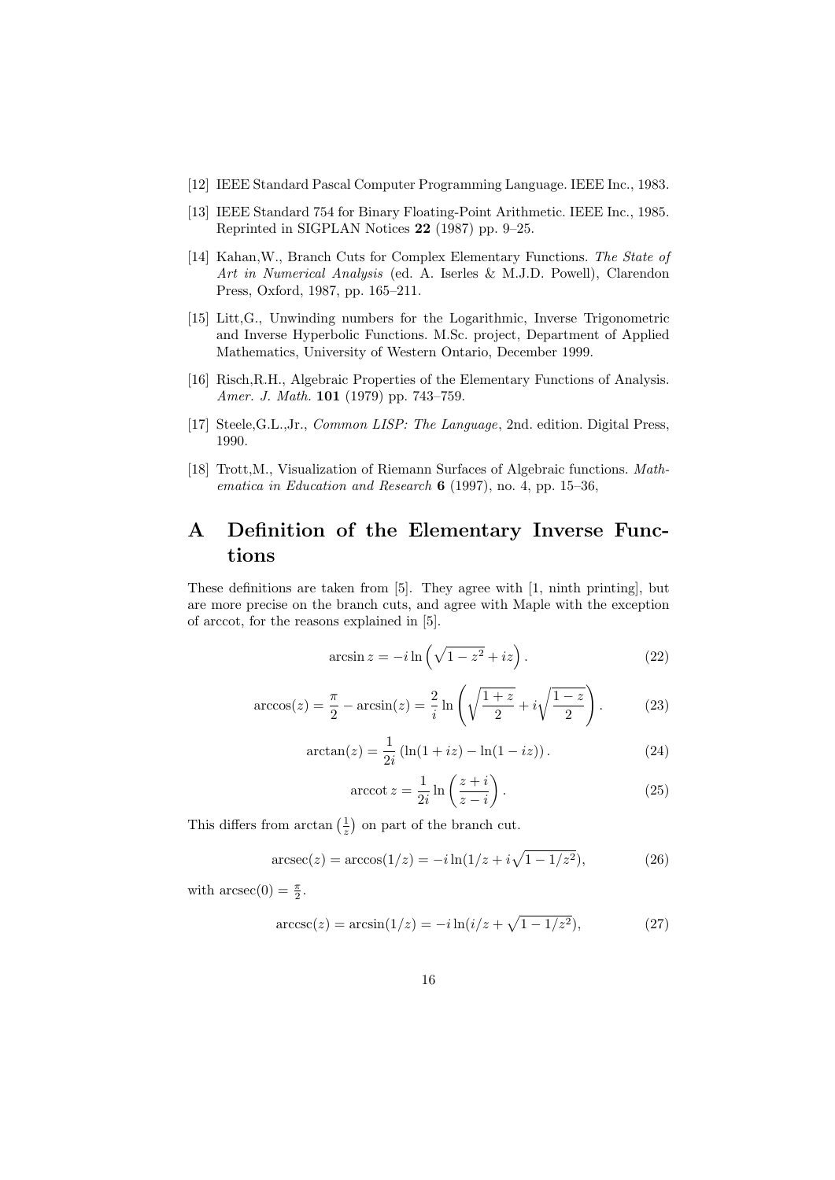[12] IEEE Standard Pascal Computer Programming Language. IEEE Inc., 1983.

[13] IEEE Standard 754 for Binary Floating-Point Arithmetic. IEEE Inc., 1985. Reprinted in SIGPLAN Notices **22** (1987) pp. 9–25.

[14] Kahan,W., Branch Cuts for Complex Elementary Functions. *The State of Art in Numerical Analysis* (ed. A. Iserles & M.J.D. Powell), Clarendon Press, Oxford, 1987, pp. 165–211.

[15] Litt,G., Unwinding numbers for the Logarithmic, Inverse Trigonometric and Inverse Hyperbolic Functions. M.Sc. project, Department of Applied Mathematics, University of Western Ontario, December 1999.

[16] Risch,R.H., Algebraic Properties of the Elementary Functions of Analysis. *Amer. J. Math.* **101** (1979) pp. 743–759.

[17] Steele,G.L.,Jr., *Common LISP: The Language*, 2nd. edition. Digital Press, 1990.

[18] Trott,M., Visualization of Riemann Surfaces of Algebraic functions. *Mathematica in Education and Research* **6** (1997), no. 4, pp. 15–36,

# A Definition of the Elementary Inverse Functions

These definitions are taken from [5]. They agree with [1, ninth printing], but are more precise on the branch cuts, and agree with Maple with the exception of arccot, for the reasons explained in [5].

$$\arcsin z = -i \ln\left(\sqrt{1-z^2} + iz\right). \tag{22}$$

$$\arccos(z) = \frac{\pi}{2} - \arcsin(z) = \frac{2}{i} \ln\left(\sqrt{\frac{1+z}{2}} + i\sqrt{\frac{1-z}{2}}\right). \tag{23}$$

$$\arctan(z) = \frac{1}{2i}\left(\ln(1+iz) - \ln(1-iz)\right). \tag{24}$$

$$\operatorname{arccot} z = \frac{1}{2i} \ln\left(\frac{z+i}{z-i}\right). \tag{25}$$

This differs from $\arctan\left(\frac{1}{z}\right)$ on part of the branch cut.

$$\operatorname{arcsec}(z) = \arccos(1/z) = -i \ln(1/z + i\sqrt{1-1/z^2}), \tag{26}$$

with $\operatorname{arcsec}(0) = \frac{\pi}{2}$.

$$\operatorname{arccsc}(z) = \arcsin(1/z) = -i \ln(i/z + \sqrt{1-1/z^2}), \tag{27}$$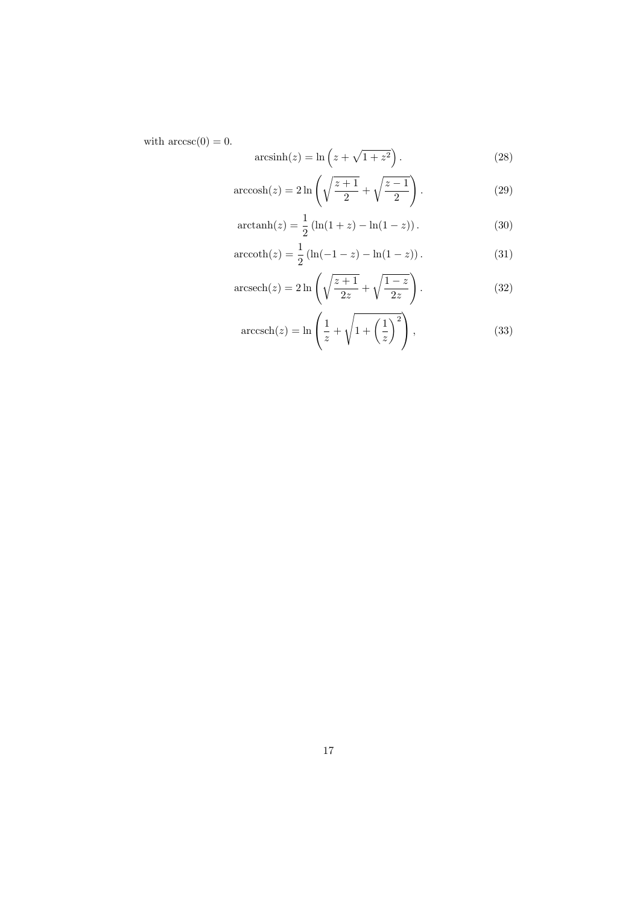with $\text{arccsc}(0) = 0$.

$$\text{arcsinh}(z) = \ln\left(z + \sqrt{1+z^2}\right). \tag{28}$$

$$\text{arccosh}(z) = 2\ln\left(\sqrt{\frac{z+1}{2}} + \sqrt{\frac{z-1}{2}}\right). \tag{29}$$

$$\text{arctanh}(z) = \frac{1}{2}\left(\ln(1+z) - \ln(1-z)\right). \tag{30}$$

$$\text{arccoth}(z) = \frac{1}{2}\left(\ln(-1-z) - \ln(1-z)\right). \tag{31}$$

$$\text{arcsech}(z) = 2\ln\left(\sqrt{\frac{z+1}{2z}} + \sqrt{\frac{1-z}{2z}}\right). \tag{32}$$

$$\text{arccsch}(z) = \ln\left(\frac{1}{z} + \sqrt{1 + \left(\frac{1}{z}\right)^2}\right), \tag{33}$$